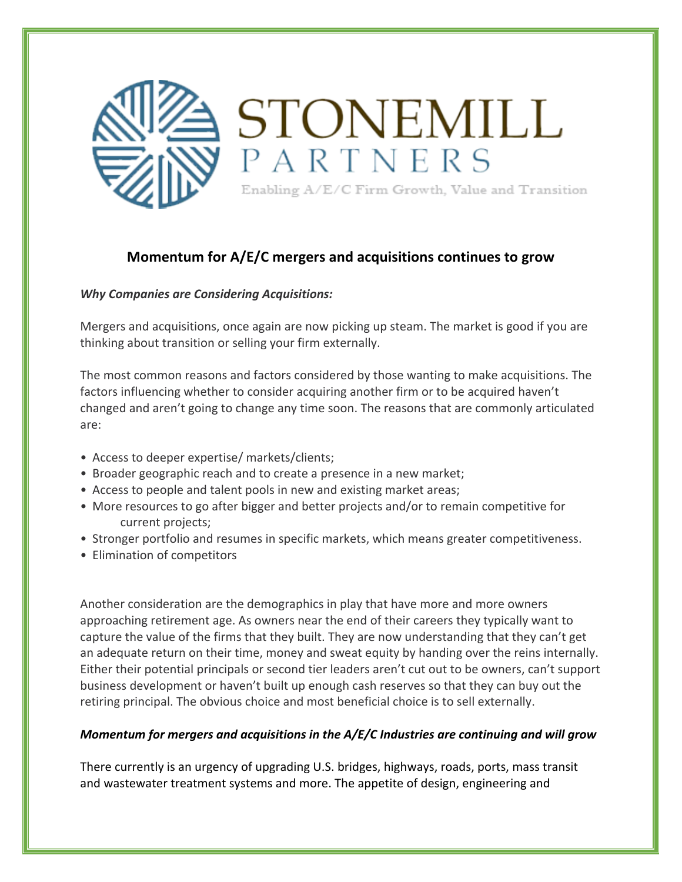# STONEMILL PARTNERS

Enabling A/E/C Firm Growth, Value and Transition

## Momentum for A/E/C mergers and acquisitions continues to grow

***Why Companies are Considering Acquisitions:***

Mergers and acquisitions, once again are now picking up steam. The market is good if you are thinking about transition or selling your firm externally.

The most common reasons and factors considered by those wanting to make acquisitions. The factors influencing whether to consider acquiring another firm or to be acquired haven't changed and aren't going to change any time soon. The reasons that are commonly articulated are:

- Access to deeper expertise/ markets/clients;
- Broader geographic reach and to create a presence in a new market;
- Access to people and talent pools in new and existing market areas;
- More resources to go after bigger and better projects and/or to remain competitive for current projects;
- Stronger portfolio and resumes in specific markets, which means greater competitiveness.
- Elimination of competitors

Another consideration are the demographics in play that have more and more owners approaching retirement age. As owners near the end of their careers they typically want to capture the value of the firms that they built. They are now understanding that they can't get an adequate return on their time, money and sweat equity by handing over the reins internally. Either their potential principals or second tier leaders aren't cut out to be owners, can't support business development or haven't built up enough cash reserves so that they can buy out the retiring principal. The obvious choice and most beneficial choice is to sell externally.

***Momentum for mergers and acquisitions in the A/E/C Industries are continuing and will grow***

There currently is an urgency of upgrading U.S. bridges, highways, roads, ports, mass transit and wastewater treatment systems and more. The appetite of design, engineering and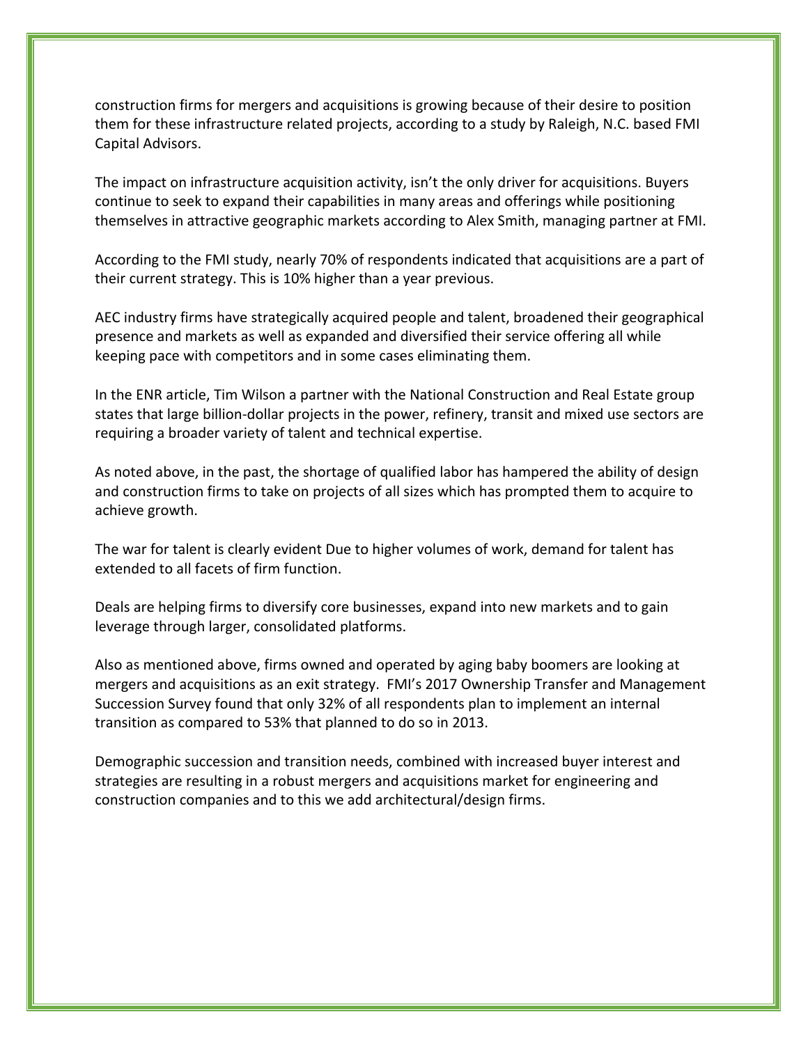construction firms for mergers and acquisitions is growing because of their desire to position them for these infrastructure related projects, according to a study by Raleigh, N.C. based FMI Capital Advisors.

The impact on infrastructure acquisition activity, isn't the only driver for acquisitions. Buyers continue to seek to expand their capabilities in many areas and offerings while positioning themselves in attractive geographic markets according to Alex Smith, managing partner at FMI.

According to the FMI study, nearly 70% of respondents indicated that acquisitions are a part of their current strategy. This is 10% higher than a year previous.

AEC industry firms have strategically acquired people and talent, broadened their geographical presence and markets as well as expanded and diversified their service offering all while keeping pace with competitors and in some cases eliminating them.

In the ENR article, Tim Wilson a partner with the National Construction and Real Estate group states that large billion-dollar projects in the power, refinery, transit and mixed use sectors are requiring a broader variety of talent and technical expertise.

As noted above, in the past, the shortage of qualified labor has hampered the ability of design and construction firms to take on projects of all sizes which has prompted them to acquire to achieve growth.

The war for talent is clearly evident Due to higher volumes of work, demand for talent has extended to all facets of firm function.

Deals are helping firms to diversify core businesses, expand into new markets and to gain leverage through larger, consolidated platforms.

Also as mentioned above, firms owned and operated by aging baby boomers are looking at mergers and acquisitions as an exit strategy. FMI's 2017 Ownership Transfer and Management Succession Survey found that only 32% of all respondents plan to implement an internal transition as compared to 53% that planned to do so in 2013.

Demographic succession and transition needs, combined with increased buyer interest and strategies are resulting in a robust mergers and acquisitions market for engineering and construction companies and to this we add architectural/design firms.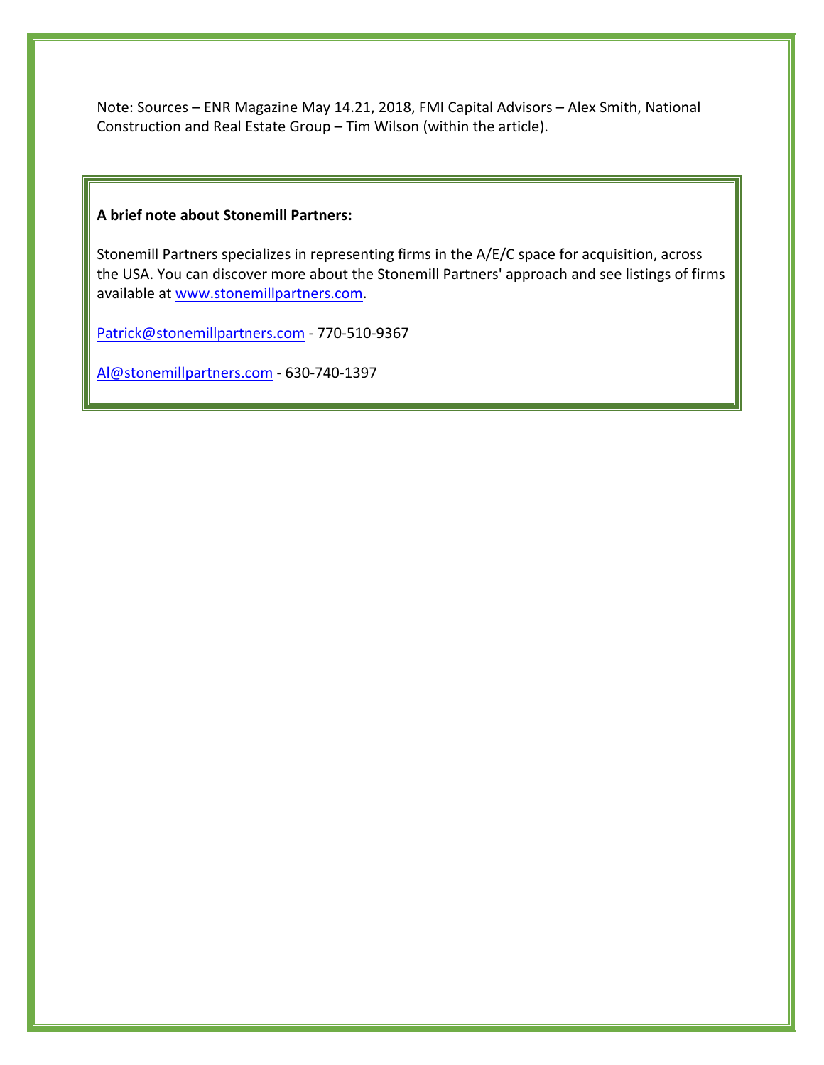Note: Sources – ENR Magazine May 14.21, 2018, FMI Capital Advisors – Alex Smith, National Construction and Real Estate Group – Tim Wilson (within the article).

**A brief note about Stonemill Partners:**

Stonemill Partners specializes in representing firms in the A/E/C space for acquisition, across the USA. You can discover more about the Stonemill Partners' approach and see listings of firms available at www.stonemillpartners.com.

Patrick@stonemillpartners.com - 770-510-9367

Al@stonemillpartners.com - 630-740-1397